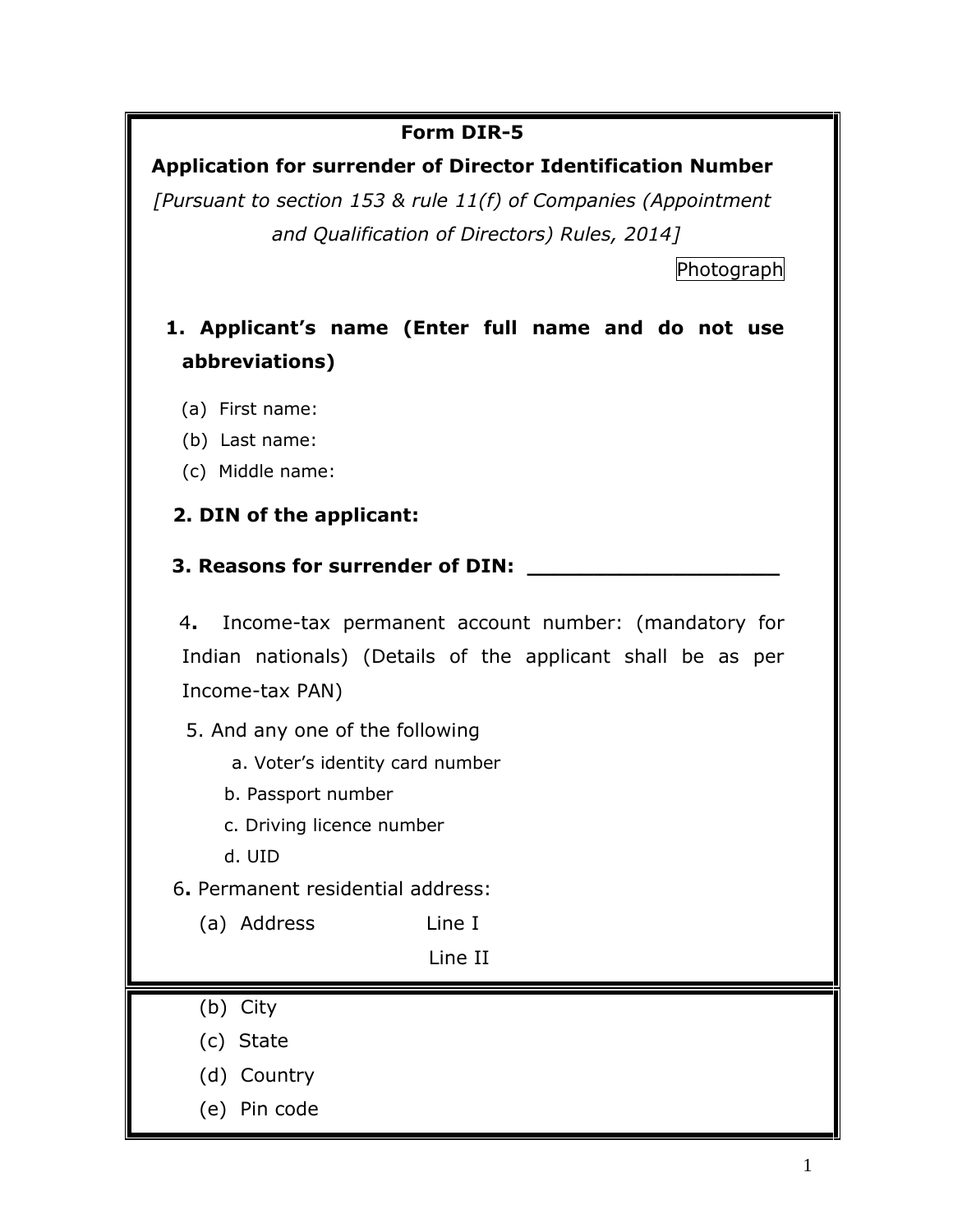# Form DIR-5

## Application for surrender of Director Identification Number

*[Pursuant to section 153 & rule 11(f) of Companies (Appointment and Qualification of Directors) Rules, 2014]*

Photograph

**1. Applicant's name (Enter full name and do not use abbreviations)**

(a) First name:

(b) Last name:

(c) Middle name:

**2. DIN of the applicant:**

**3. Reasons for surrender of DIN: ____________________**

4. Income-tax permanent account number: (mandatory for Indian nationals) (Details of the applicant shall be as per Income-tax PAN)

5. And any one of the following

a. Voter's identity card number

b. Passport number

c. Driving licence number

d. UID

6. Permanent residential address:

(a) Address Line I

Line II

(b) City

(c) State

(d) Country

(e) Pin code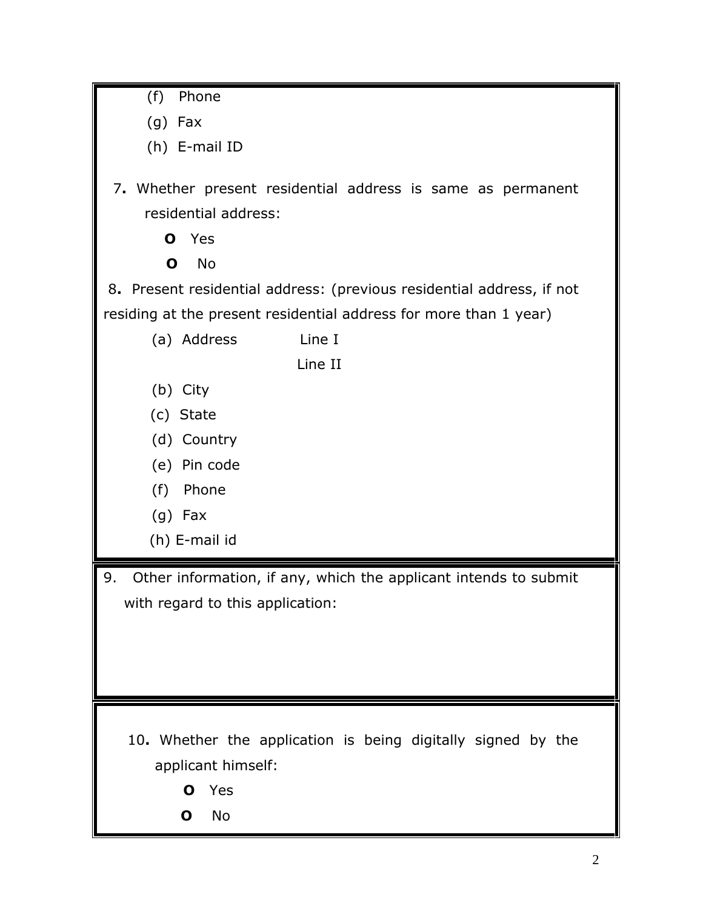(f) Phone

(g) Fax

(h) E-mail ID

7. Whether present residential address is same as permanent residential address:

   - O Yes
   - O No

8. Present residential address: (previous residential address, if not residing at the present residential address for more than 1 year)

   (a) Address Line I

   Line II

   (b) City

   (c) State

   (d) Country

   (e) Pin code

   (f) Phone

   (g) Fax

   (h) E-mail id

9. Other information, if any, which the applicant intends to submit with regard to this application:

10. Whether the application is being digitally signed by the applicant himself:

   - O Yes
   - O No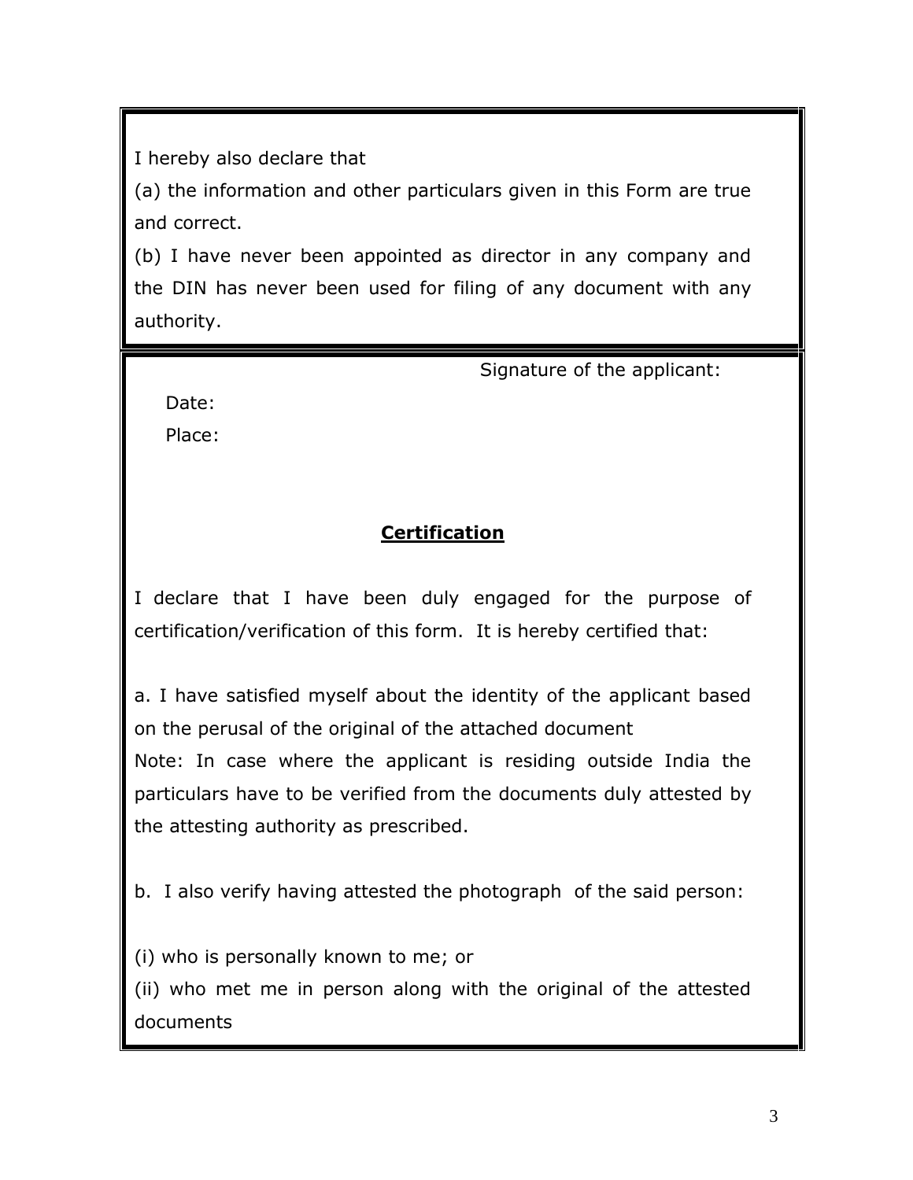I hereby also declare that

(a) the information and other particulars given in this Form are true and correct.

(b) I have never been appointed as director in any company and the DIN has never been used for filing of any document with any authority.

Signature of the applicant:

Date:

Place:

## **Certification**

I declare that I have been duly engaged for the purpose of certification/verification of this form. It is hereby certified that:

a. I have satisfied myself about the identity of the applicant based on the perusal of the original of the attached document

Note: In case where the applicant is residing outside India the particulars have to be verified from the documents duly attested by the attesting authority as prescribed.

b. I also verify having attested the photograph of the said person:

(i) who is personally known to me; or

(ii) who met me in person along with the original of the attested documents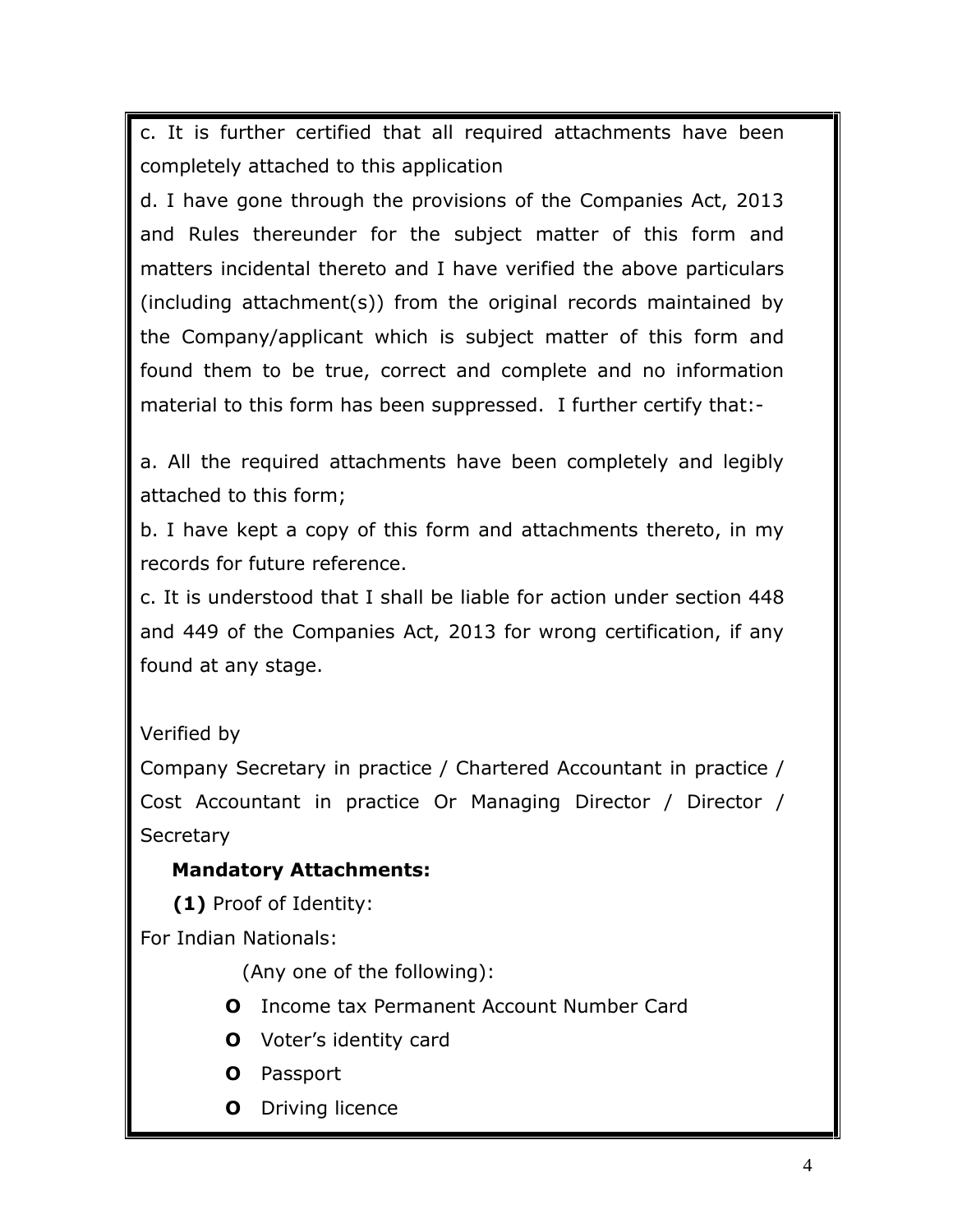c. It is further certified that all required attachments have been completely attached to this application

d. I have gone through the provisions of the Companies Act, 2013 and Rules thereunder for the subject matter of this form and matters incidental thereto and I have verified the above particulars (including attachment(s)) from the original records maintained by the Company/applicant which is subject matter of this form and found them to be true, correct and complete and no information material to this form has been suppressed. I further certify that:-

a. All the required attachments have been completely and legibly attached to this form;

b. I have kept a copy of this form and attachments thereto, in my records for future reference.

c. It is understood that I shall be liable for action under section 448 and 449 of the Companies Act, 2013 for wrong certification, if any found at any stage.

Verified by

Company Secretary in practice / Chartered Accountant in practice / Cost Accountant in practice Or Managing Director / Director / Secretary

**Mandatory Attachments:**

**(1)** Proof of Identity:

For Indian Nationals:

(Any one of the following):

- Income tax Permanent Account Number Card
- Voter's identity card
- Passport
- Driving licence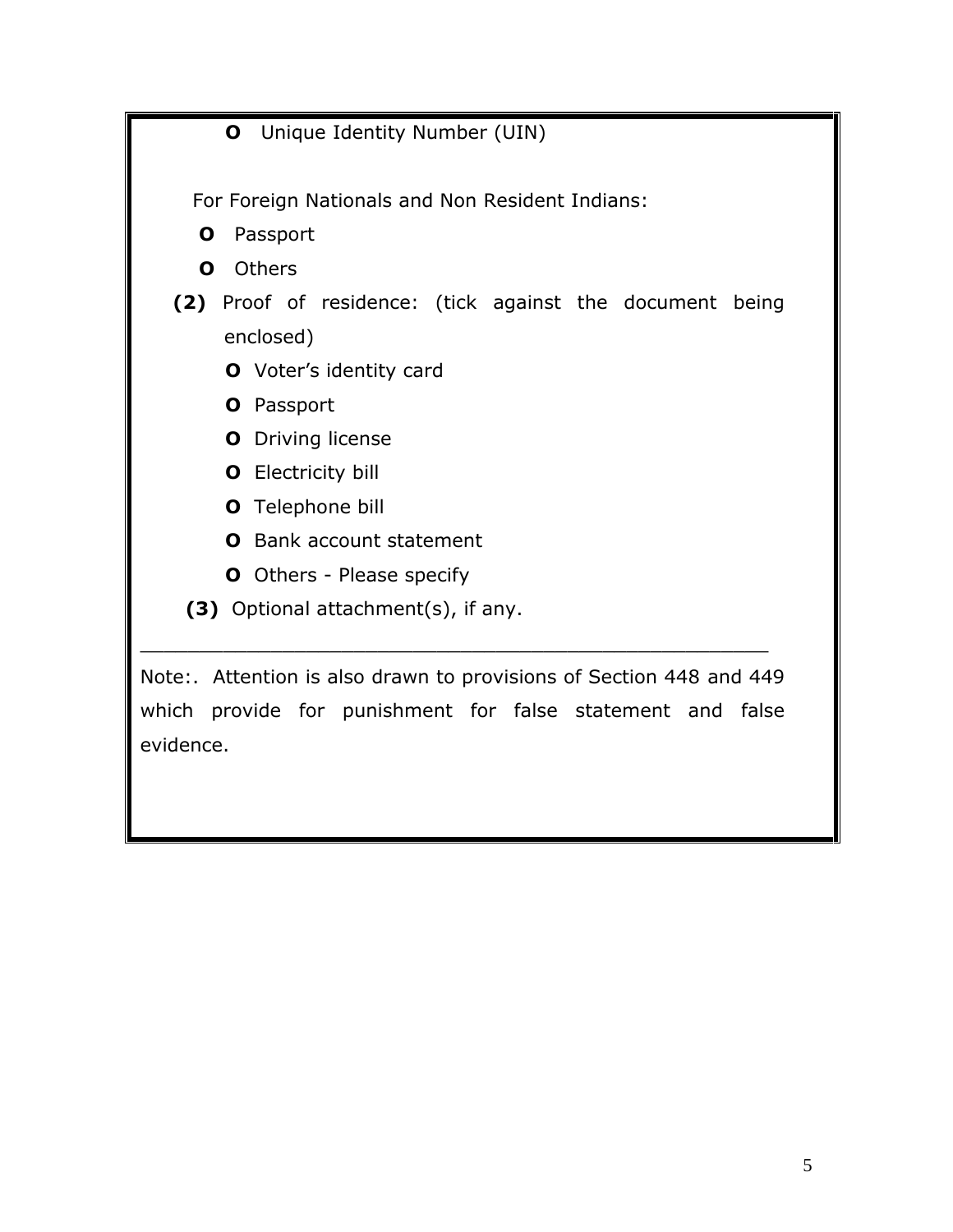- **O** Unique Identity Number (UIN)

For Foreign Nationals and Non Resident Indians:

- **O** Passport
- **O** Others

**(2)** Proof of residence: (tick against the document being enclosed)

- **O** Voter's identity card
- **O** Passport
- **O** Driving license
- **O** Electricity bill
- **O** Telephone bill
- **O** Bank account statement
- **O** Others - Please specify

**(3)** Optional attachment(s), if any.

---

Note:. Attention is also drawn to provisions of Section 448 and 449 which provide for punishment for false statement and false evidence.